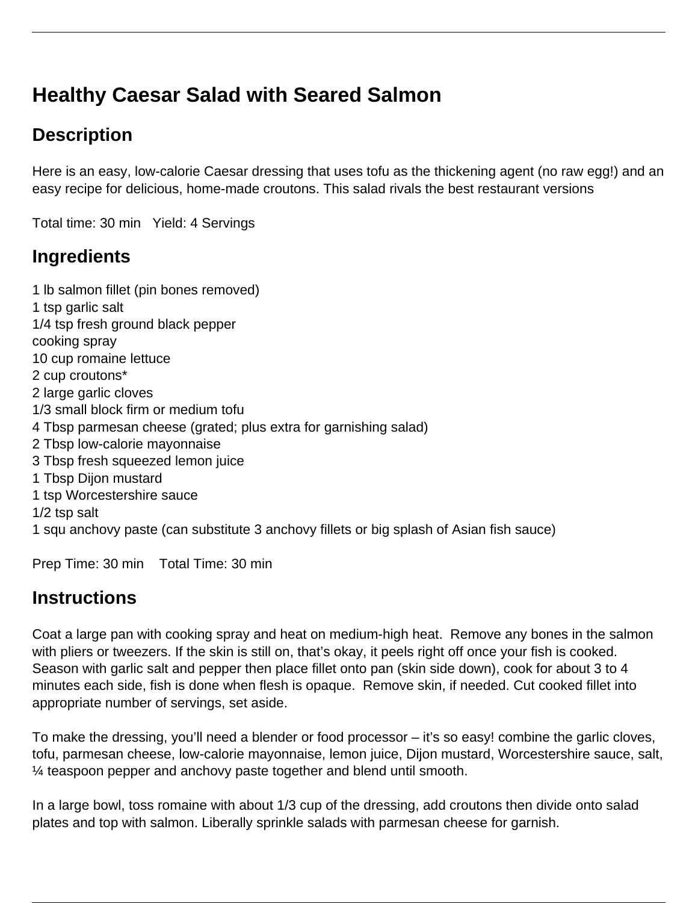# Healthy Caesar Salad with Seared Salmon

## Description

Here is an easy, low-calorie Caesar dressing that uses tofu as the thickening agent (no raw egg!) and an easy recipe for delicious, home-made croutons. This salad rivals the best restaurant versions

Total time: 30 min   Yield: 4 Servings

## Ingredients

1 lb salmon fillet (pin bones removed)
1 tsp garlic salt
1/4 tsp fresh ground black pepper
cooking spray
10 cup romaine lettuce
2 cup croutons*
2 large garlic cloves
1/3 small block firm or medium tofu
4 Tbsp parmesan cheese (grated; plus extra for garnishing salad)
2 Tbsp low-calorie mayonnaise
3 Tbsp fresh squeezed lemon juice
1 Tbsp Dijon mustard
1 tsp Worcestershire sauce
1/2 tsp salt
1 squ anchovy paste (can substitute 3 anchovy fillets or big splash of Asian fish sauce)

Prep Time: 30 min   Total Time: 30 min

## Instructions

Coat a large pan with cooking spray and heat on medium-high heat.  Remove any bones in the salmon with pliers or tweezers. If the skin is still on, that's okay, it peels right off once your fish is cooked. Season with garlic salt and pepper then place fillet onto pan (skin side down), cook for about 3 to 4 minutes each side, fish is done when flesh is opaque.  Remove skin, if needed. Cut cooked fillet into appropriate number of servings, set aside.

To make the dressing, you'll need a blender or food processor – it's so easy! combine the garlic cloves, tofu, parmesan cheese, low-calorie mayonnaise, lemon juice, Dijon mustard, Worcestershire sauce, salt, ¼ teaspoon pepper and anchovy paste together and blend until smooth.

In a large bowl, toss romaine with about 1/3 cup of the dressing, add croutons then divide onto salad plates and top with salmon. Liberally sprinkle salads with parmesan cheese for garnish.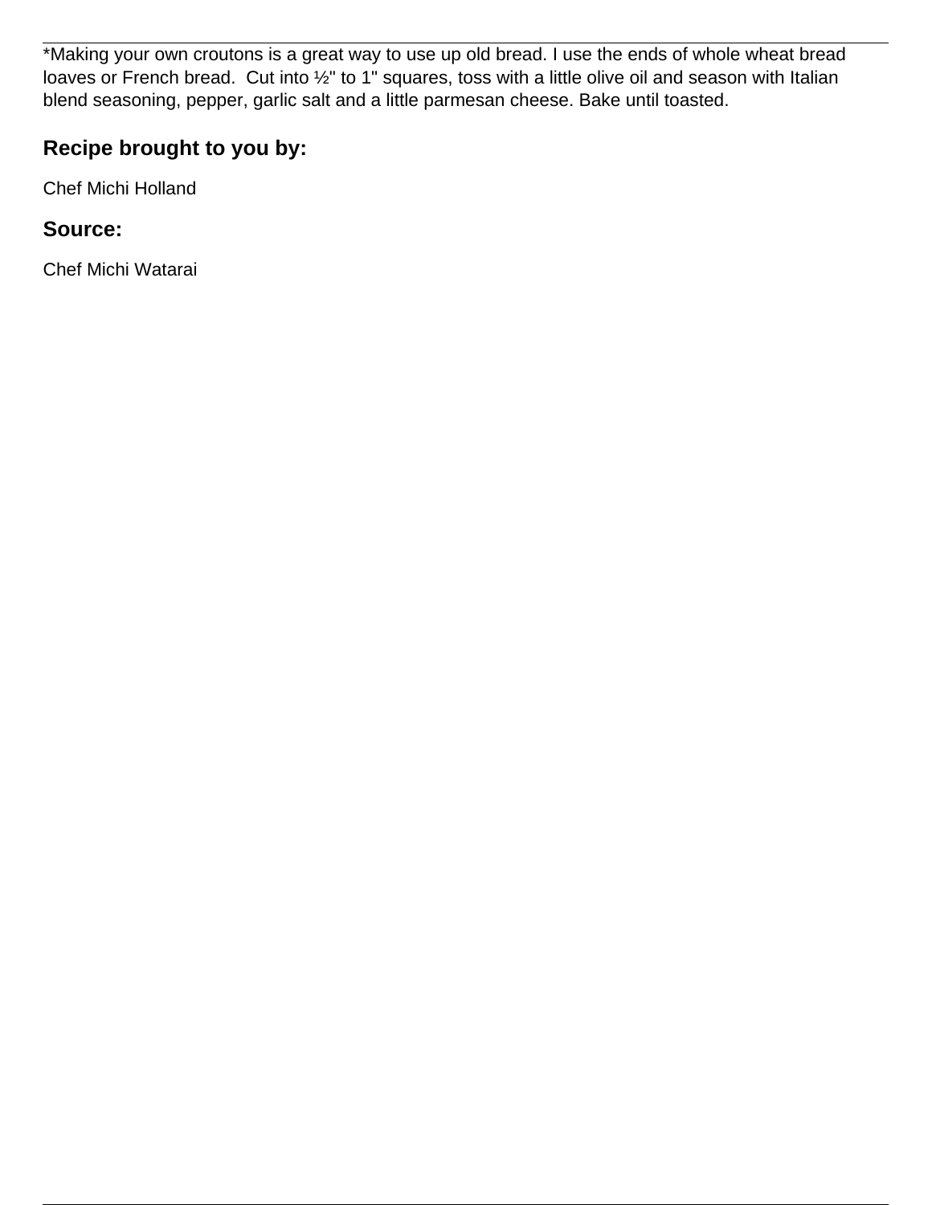*Making your own croutons is a great way to use up old bread. I use the ends of whole wheat bread loaves or French bread. Cut into ½" to 1" squares, toss with a little olive oil and season with Italian blend seasoning, pepper, garlic salt and a little parmesan cheese. Bake until toasted.

## Recipe brought to you by:

Chef Michi Holland

## Source:

Chef Michi Watarai